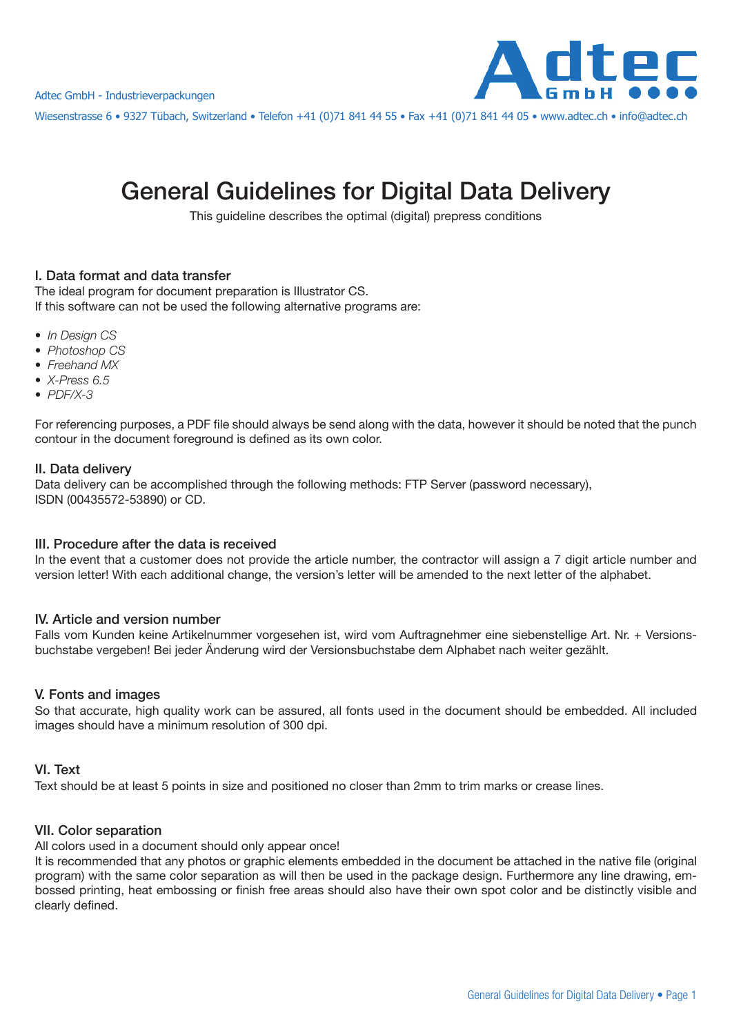Adtec GmbH - Industrieverpackungen

Wiesenstrasse 6 • 9327 Tübach, Switzerland • Telefon +41 (0)71 841 44 55 • Fax +41 (0)71 841 44 05 • www.adtec.ch • info@adtec.ch

# General Guidelines for Digital Data Delivery

This guideline describes the optimal (digital) prepress conditions

## I. Data format and data transfer

The ideal program for document preparation is Illustrator CS.
If this software can not be used the following alternative programs are:

- *In Design CS*
- *Photoshop CS*
- *Freehand MX*
- *X-Press 6.5*
- *PDF/X-3*

For referencing purposes, a PDF file should always be send along with the data, however it should be noted that the punch contour in the document foreground is defined as its own color.

## II. Data delivery

Data delivery can be accomplished through the following methods: FTP Server (password necessary), ISDN (00435572-53890) or CD.

## III. Procedure after the data is received

In the event that a customer does not provide the article number, the contractor will assign a 7 digit article number and version letter! With each additional change, the version's letter will be amended to the next letter of the alphabet.

## IV. Article and version number

Falls vom Kunden keine Artikelnummer vorgesehen ist, wird vom Auftragnehmer eine siebenstellige Art. Nr. + Versionsbuchstabe vergeben! Bei jeder Änderung wird der Versionsbuchstabe dem Alphabet nach weiter gezählt.

## V. Fonts and images

So that accurate, high quality work can be assured, all fonts used in the document should be embedded. All included images should have a minimum resolution of 300 dpi.

## VI. Text

Text should be at least 5 points in size and positioned no closer than 2mm to trim marks or crease lines.

## VII. Color separation

All colors used in a document should only appear once!
It is recommended that any photos or graphic elements embedded in the document be attached in the native file (original program) with the same color separation as will then be used in the package design. Furthermore any line drawing, embossed printing, heat embossing or finish free areas should also have their own spot color and be distinctly visible and clearly defined.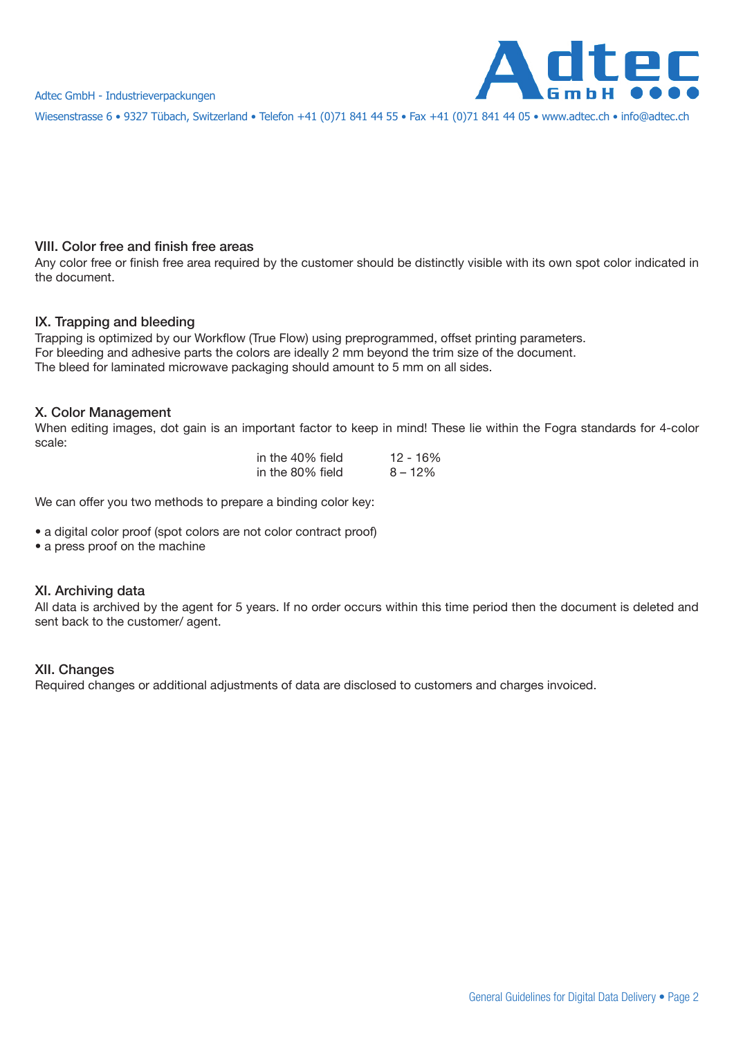## VIII. Color free and finish free areas

Any color free or finish free area required by the customer should be distinctly visible with its own spot color indicated in the document.

## IX. Trapping and bleeding

Trapping is optimized by our Workflow (True Flow) using preprogrammed, offset printing parameters.
For bleeding and adhesive parts the colors are ideally 2 mm beyond the trim size of the document.
The bleed for laminated microwave packaging should amount to 5 mm on all sides.

## X. Color Management

When editing images, dot gain is an important factor to keep in mind! These lie within the Fogra standards for 4-color scale:

| | |
|---|---|
| in the 40% field | 12 - 16% |
| in the 80% field | 8 – 12% |

We can offer you two methods to prepare a binding color key:

- a digital color proof (spot colors are not color contract proof)
- a press proof on the machine

## XI. Archiving data

All data is archived by the agent for 5 years. If no order occurs within this time period then the document is deleted and sent back to the customer/ agent.

## XII. Changes

Required changes or additional adjustments of data are disclosed to customers and charges invoiced.